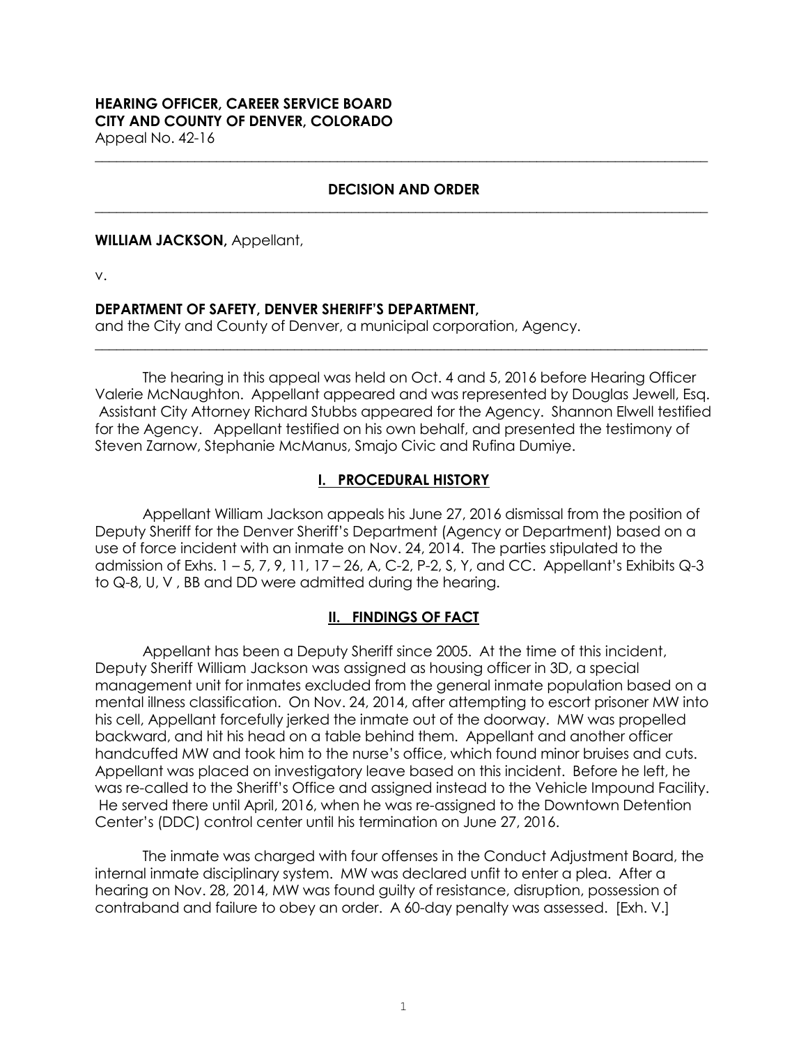**HEARING OFFICER, CAREER SERVICE BOARD**
**CITY AND COUNTY OF DENVER, COLORADO**
Appeal No. 42-16

---

**DECISION AND ORDER**

---

**WILLIAM JACKSON,** Appellant,

v.

**DEPARTMENT OF SAFETY, DENVER SHERIFF'S DEPARTMENT,**
and the City and County of Denver, a municipal corporation, Agency.

---

The hearing in this appeal was held on Oct. 4 and 5, 2016 before Hearing Officer Valerie McNaughton. Appellant appeared and was represented by Douglas Jewell, Esq. Assistant City Attorney Richard Stubbs appeared for the Agency. Shannon Elwell testified for the Agency. Appellant testified on his own behalf, and presented the testimony of Steven Zarnow, Stephanie McManus, Smajo Civic and Rufina Dumiye.

## I. PROCEDURAL HISTORY

Appellant William Jackson appeals his June 27, 2016 dismissal from the position of Deputy Sheriff for the Denver Sheriff's Department (Agency or Department) based on a use of force incident with an inmate on Nov. 24, 2014. The parties stipulated to the admission of Exhs. 1 – 5, 7, 9, 11, 17 – 26, A, C-2, P-2, S, Y, and CC. Appellant's Exhibits Q-3 to Q-8, U, V , BB and DD were admitted during the hearing.

## II. FINDINGS OF FACT

Appellant has been a Deputy Sheriff since 2005. At the time of this incident, Deputy Sheriff William Jackson was assigned as housing officer in 3D, a special management unit for inmates excluded from the general inmate population based on a mental illness classification. On Nov. 24, 2014, after attempting to escort prisoner MW into his cell, Appellant forcefully jerked the inmate out of the doorway. MW was propelled backward, and hit his head on a table behind them. Appellant and another officer handcuffed MW and took him to the nurse's office, which found minor bruises and cuts. Appellant was placed on investigatory leave based on this incident. Before he left, he was re-called to the Sheriff's Office and assigned instead to the Vehicle Impound Facility. He served there until April, 2016, when he was re-assigned to the Downtown Detention Center's (DDC) control center until his termination on June 27, 2016.

The inmate was charged with four offenses in the Conduct Adjustment Board, the internal inmate disciplinary system. MW was declared unfit to enter a plea. After a hearing on Nov. 28, 2014, MW was found guilty of resistance, disruption, possession of contraband and failure to obey an order. A 60-day penalty was assessed. [Exh. V.]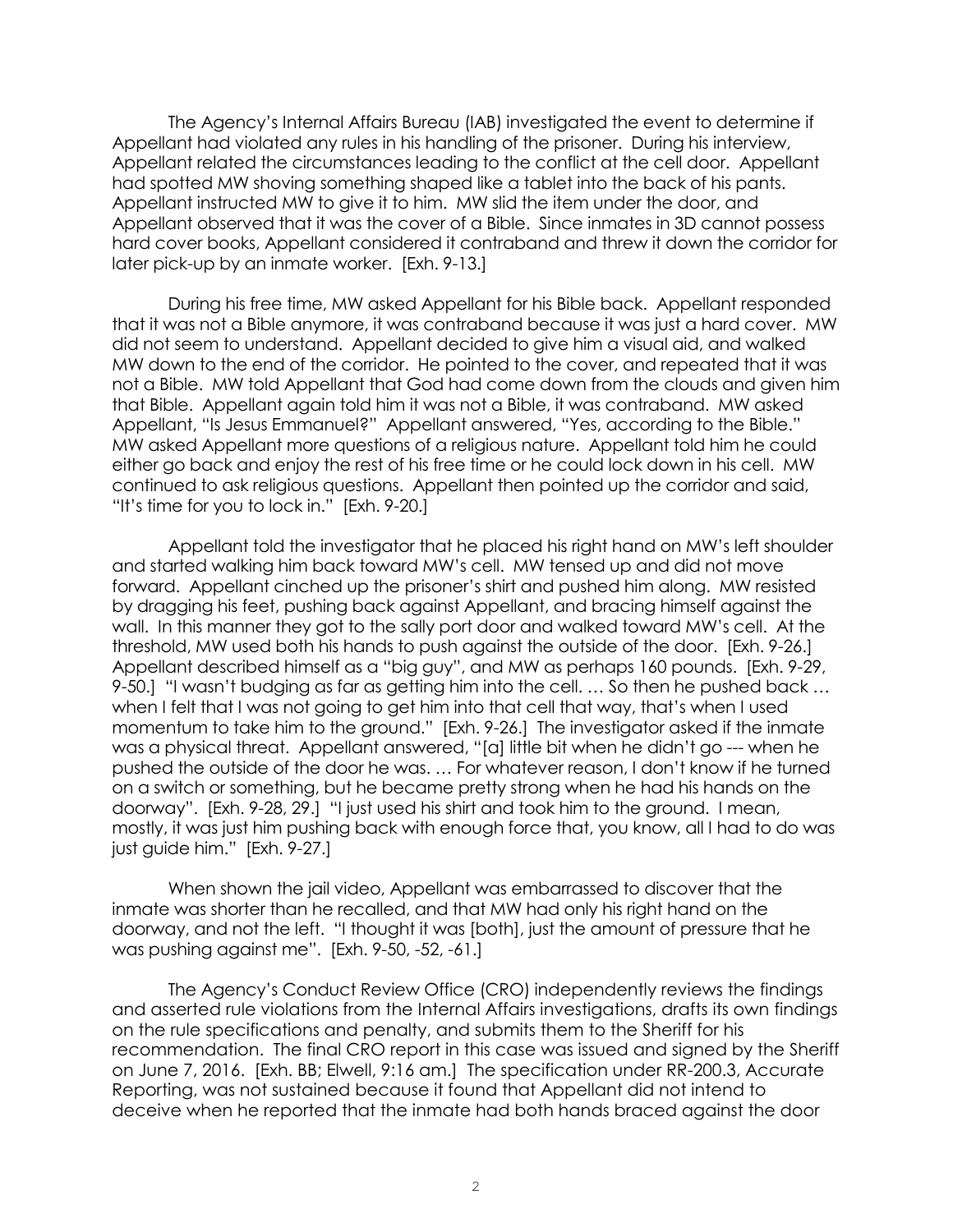The Agency's Internal Affairs Bureau (IAB) investigated the event to determine if Appellant had violated any rules in his handling of the prisoner. During his interview, Appellant related the circumstances leading to the conflict at the cell door. Appellant had spotted MW shoving something shaped like a tablet into the back of his pants. Appellant instructed MW to give it to him. MW slid the item under the door, and Appellant observed that it was the cover of a Bible. Since inmates in 3D cannot possess hard cover books, Appellant considered it contraband and threw it down the corridor for later pick-up by an inmate worker. [Exh. 9-13.]

During his free time, MW asked Appellant for his Bible back. Appellant responded that it was not a Bible anymore, it was contraband because it was just a hard cover. MW did not seem to understand. Appellant decided to give him a visual aid, and walked MW down to the end of the corridor. He pointed to the cover, and repeated that it was not a Bible. MW told Appellant that God had come down from the clouds and given him that Bible. Appellant again told him it was not a Bible, it was contraband. MW asked Appellant, "Is Jesus Emmanuel?" Appellant answered, "Yes, according to the Bible." MW asked Appellant more questions of a religious nature. Appellant told him he could either go back and enjoy the rest of his free time or he could lock down in his cell. MW continued to ask religious questions. Appellant then pointed up the corridor and said, "It's time for you to lock in." [Exh. 9-20.]

Appellant told the investigator that he placed his right hand on MW's left shoulder and started walking him back toward MW's cell. MW tensed up and did not move forward. Appellant cinched up the prisoner's shirt and pushed him along. MW resisted by dragging his feet, pushing back against Appellant, and bracing himself against the wall. In this manner they got to the sally port door and walked toward MW's cell. At the threshold, MW used both his hands to push against the outside of the door. [Exh. 9-26.] Appellant described himself as a "big guy", and MW as perhaps 160 pounds. [Exh. 9-29, 9-50.] "I wasn't budging as far as getting him into the cell. … So then he pushed back … when I felt that I was not going to get him into that cell that way, that's when I used momentum to take him to the ground." [Exh. 9-26.] The investigator asked if the inmate was a physical threat. Appellant answered, "[a] little bit when he didn't go --- when he pushed the outside of the door he was. … For whatever reason, I don't know if he turned on a switch or something, but he became pretty strong when he had his hands on the doorway". [Exh. 9-28, 29.] "I just used his shirt and took him to the ground. I mean, mostly, it was just him pushing back with enough force that, you know, all I had to do was just guide him." [Exh. 9-27.]

When shown the jail video, Appellant was embarrassed to discover that the inmate was shorter than he recalled, and that MW had only his right hand on the doorway, and not the left. "I thought it was [both], just the amount of pressure that he was pushing against me". [Exh. 9-50, -52, -61.]

The Agency's Conduct Review Office (CRO) independently reviews the findings and asserted rule violations from the Internal Affairs investigations, drafts its own findings on the rule specifications and penalty, and submits them to the Sheriff for his recommendation. The final CRO report in this case was issued and signed by the Sheriff on June 7, 2016. [Exh. BB; Elwell, 9:16 am.] The specification under RR-200.3, Accurate Reporting, was not sustained because it found that Appellant did not intend to deceive when he reported that the inmate had both hands braced against the door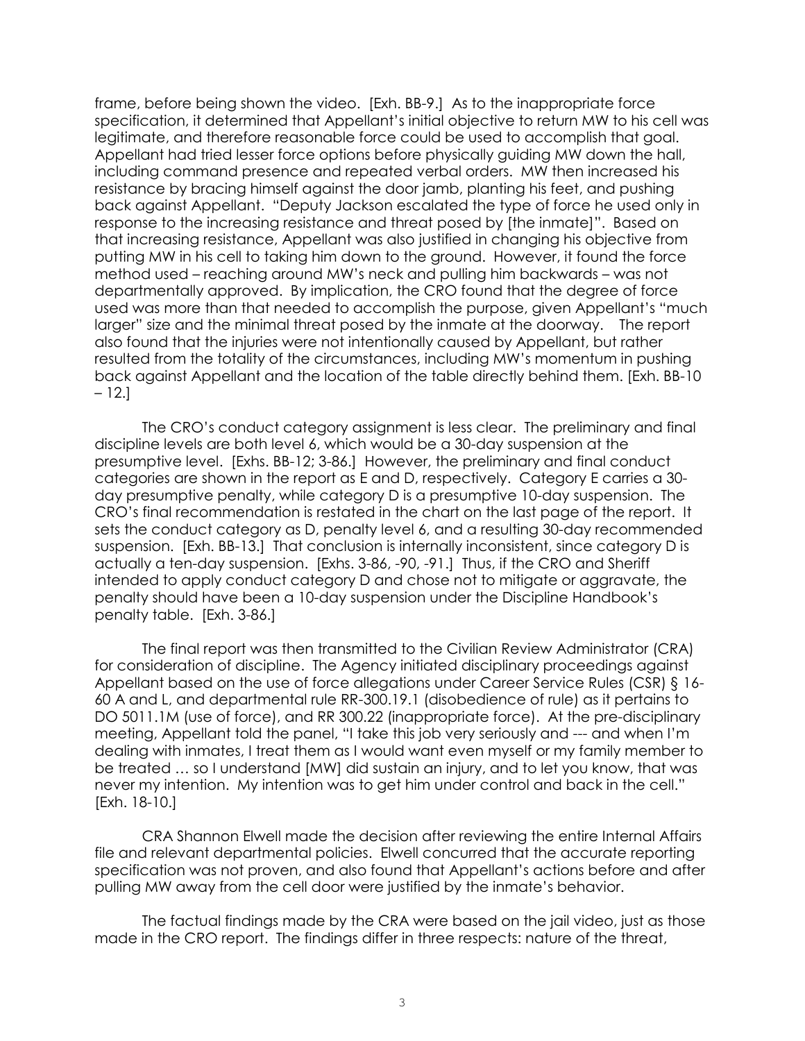frame, before being shown the video. [Exh. BB-9.] As to the inappropriate force specification, it determined that Appellant's initial objective to return MW to his cell was legitimate, and therefore reasonable force could be used to accomplish that goal. Appellant had tried lesser force options before physically guiding MW down the hall, including command presence and repeated verbal orders. MW then increased his resistance by bracing himself against the door jamb, planting his feet, and pushing back against Appellant. "Deputy Jackson escalated the type of force he used only in response to the increasing resistance and threat posed by [the inmate]". Based on that increasing resistance, Appellant was also justified in changing his objective from putting MW in his cell to taking him down to the ground. However, it found the force method used – reaching around MW's neck and pulling him backwards – was not departmentally approved. By implication, the CRO found that the degree of force used was more than that needed to accomplish the purpose, given Appellant's "much larger" size and the minimal threat posed by the inmate at the doorway. The report also found that the injuries were not intentionally caused by Appellant, but rather resulted from the totality of the circumstances, including MW's momentum in pushing back against Appellant and the location of the table directly behind them. [Exh. BB-10 – 12.]

The CRO's conduct category assignment is less clear. The preliminary and final discipline levels are both level 6, which would be a 30-day suspension at the presumptive level. [Exhs. BB-12; 3-86.] However, the preliminary and final conduct categories are shown in the report as E and D, respectively. Category E carries a 30-day presumptive penalty, while category D is a presumptive 10-day suspension. The CRO's final recommendation is restated in the chart on the last page of the report. It sets the conduct category as D, penalty level 6, and a resulting 30-day recommended suspension. [Exh. BB-13.] That conclusion is internally inconsistent, since category D is actually a ten-day suspension. [Exhs. 3-86, -90, -91.] Thus, if the CRO and Sheriff intended to apply conduct category D and chose not to mitigate or aggravate, the penalty should have been a 10-day suspension under the Discipline Handbook's penalty table. [Exh. 3-86.]

The final report was then transmitted to the Civilian Review Administrator (CRA) for consideration of discipline. The Agency initiated disciplinary proceedings against Appellant based on the use of force allegations under Career Service Rules (CSR) § 16-60 A and L, and departmental rule RR-300.19.1 (disobedience of rule) as it pertains to DO 5011.1M (use of force), and RR 300.22 (inappropriate force). At the pre-disciplinary meeting, Appellant told the panel, "I take this job very seriously and --- and when I'm dealing with inmates, I treat them as I would want even myself or my family member to be treated … so I understand [MW] did sustain an injury, and to let you know, that was never my intention. My intention was to get him under control and back in the cell." [Exh. 18-10.]

CRA Shannon Elwell made the decision after reviewing the entire Internal Affairs file and relevant departmental policies. Elwell concurred that the accurate reporting specification was not proven, and also found that Appellant's actions before and after pulling MW away from the cell door were justified by the inmate's behavior.

The factual findings made by the CRA were based on the jail video, just as those made in the CRO report. The findings differ in three respects: nature of the threat,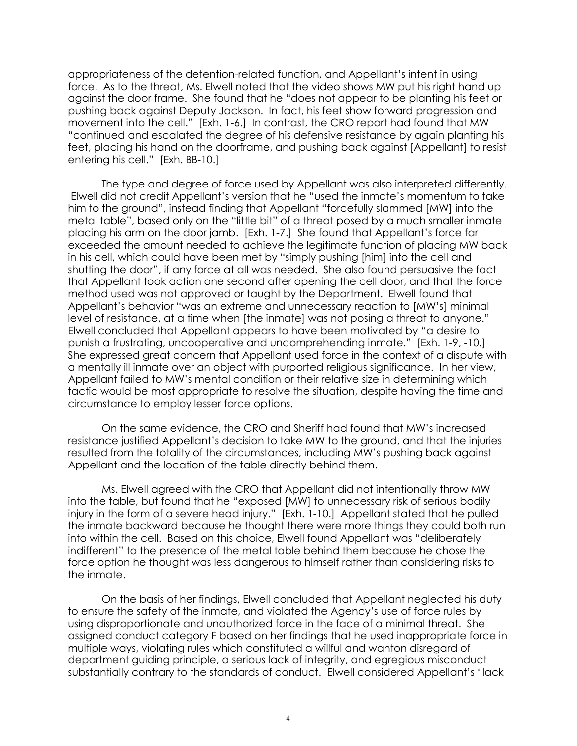appropriateness of the detention-related function, and Appellant's intent in using force. As to the threat, Ms. Elwell noted that the video shows MW put his right hand up against the door frame. She found that he "does not appear to be planting his feet or pushing back against Deputy Jackson. In fact, his feet show forward progression and movement into the cell." [Exh. 1-6.] In contrast, the CRO report had found that MW "continued and escalated the degree of his defensive resistance by again planting his feet, placing his hand on the doorframe, and pushing back against [Appellant] to resist entering his cell." [Exh. BB-10.]

The type and degree of force used by Appellant was also interpreted differently. Elwell did not credit Appellant's version that he "used the inmate's momentum to take him to the ground", instead finding that Appellant "forcefully slammed [MW] into the metal table", based only on the "little bit" of a threat posed by a much smaller inmate placing his arm on the door jamb. [Exh. 1-7.] She found that Appellant's force far exceeded the amount needed to achieve the legitimate function of placing MW back in his cell, which could have been met by "simply pushing [him] into the cell and shutting the door", if any force at all was needed. She also found persuasive the fact that Appellant took action one second after opening the cell door, and that the force method used was not approved or taught by the Department. Elwell found that Appellant's behavior "was an extreme and unnecessary reaction to [MW's] minimal level of resistance, at a time when [the inmate] was not posing a threat to anyone." Elwell concluded that Appellant appears to have been motivated by "a desire to punish a frustrating, uncooperative and uncomprehending inmate." [Exh. 1-9, -10.] She expressed great concern that Appellant used force in the context of a dispute with a mentally ill inmate over an object with purported religious significance. In her view, Appellant failed to MW's mental condition or their relative size in determining which tactic would be most appropriate to resolve the situation, despite having the time and circumstance to employ lesser force options.

On the same evidence, the CRO and Sheriff had found that MW's increased resistance justified Appellant's decision to take MW to the ground, and that the injuries resulted from the totality of the circumstances, including MW's pushing back against Appellant and the location of the table directly behind them.

Ms. Elwell agreed with the CRO that Appellant did not intentionally throw MW into the table, but found that he "exposed [MW] to unnecessary risk of serious bodily injury in the form of a severe head injury." [Exh. 1-10.] Appellant stated that he pulled the inmate backward because he thought there were more things they could both run into within the cell. Based on this choice, Elwell found Appellant was "deliberately indifferent" to the presence of the metal table behind them because he chose the force option he thought was less dangerous to himself rather than considering risks to the inmate.

On the basis of her findings, Elwell concluded that Appellant neglected his duty to ensure the safety of the inmate, and violated the Agency's use of force rules by using disproportionate and unauthorized force in the face of a minimal threat. She assigned conduct category F based on her findings that he used inappropriate force in multiple ways, violating rules which constituted a willful and wanton disregard of department guiding principle, a serious lack of integrity, and egregious misconduct substantially contrary to the standards of conduct. Elwell considered Appellant's "lack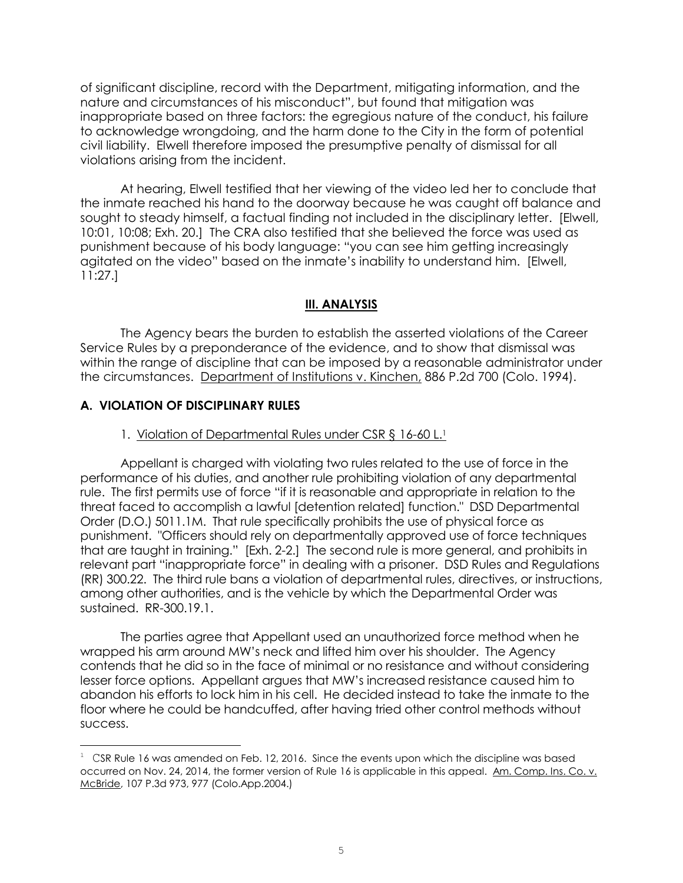of significant discipline, record with the Department, mitigating information, and the nature and circumstances of his misconduct", but found that mitigation was inappropriate based on three factors: the egregious nature of the conduct, his failure to acknowledge wrongdoing, and the harm done to the City in the form of potential civil liability. Elwell therefore imposed the presumptive penalty of dismissal for all violations arising from the incident.

At hearing, Elwell testified that her viewing of the video led her to conclude that the inmate reached his hand to the doorway because he was caught off balance and sought to steady himself, a factual finding not included in the disciplinary letter. [Elwell, 10:01, 10:08; Exh. 20.] The CRA also testified that she believed the force was used as punishment because of his body language: "you can see him getting increasingly agitated on the video" based on the inmate's inability to understand him. [Elwell, 11:27.]

## III. ANALYSIS

The Agency bears the burden to establish the asserted violations of the Career Service Rules by a preponderance of the evidence, and to show that dismissal was within the range of discipline that can be imposed by a reasonable administrator under the circumstances. Department of Institutions v. Kinchen, 886 P.2d 700 (Colo. 1994).

### A. VIOLATION OF DISCIPLINARY RULES

1. Violation of Departmental Rules under CSR § 16-60 L.[1]

Appellant is charged with violating two rules related to the use of force in the performance of his duties, and another rule prohibiting violation of any departmental rule. The first permits use of force "if it is reasonable and appropriate in relation to the threat faced to accomplish a lawful [detention related] function." DSD Departmental Order (D.O.) 5011.1M. That rule specifically prohibits the use of physical force as punishment. "Officers should rely on departmentally approved use of force techniques that are taught in training." [Exh. 2-2.] The second rule is more general, and prohibits in relevant part "inappropriate force" in dealing with a prisoner. DSD Rules and Regulations (RR) 300.22. The third rule bans a violation of departmental rules, directives, or instructions, among other authorities, and is the vehicle by which the Departmental Order was sustained. RR-300.19.1.

The parties agree that Appellant used an unauthorized force method when he wrapped his arm around MW's neck and lifted him over his shoulder. The Agency contends that he did so in the face of minimal or no resistance and without considering lesser force options. Appellant argues that MW's increased resistance caused him to abandon his efforts to lock him in his cell. He decided instead to take the inmate to the floor where he could be handcuffed, after having tried other control methods without success.

---

[1] CSR Rule 16 was amended on Feb. 12, 2016. Since the events upon which the discipline was based occurred on Nov. 24, 2014, the former version of Rule 16 is applicable in this appeal. Am. Comp. Ins. Co. v. McBride, 107 P.3d 973, 977 (Colo.App.2004.)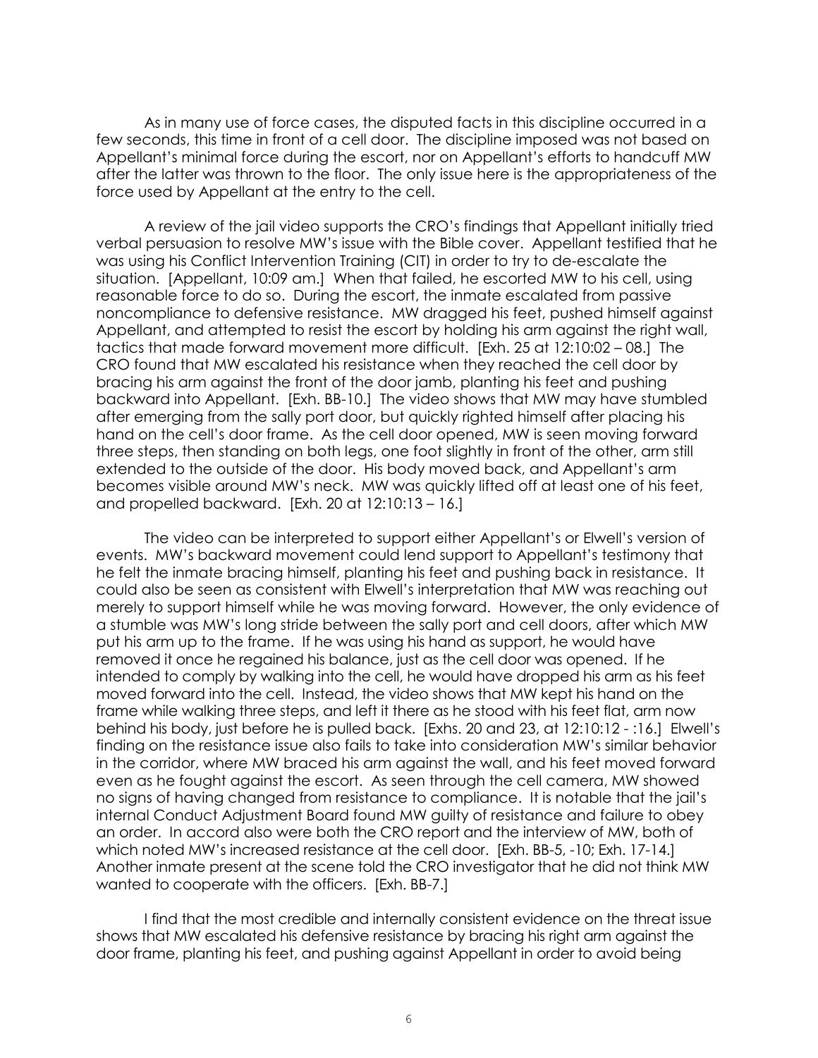As in many use of force cases, the disputed facts in this discipline occurred in a few seconds, this time in front of a cell door. The discipline imposed was not based on Appellant's minimal force during the escort, nor on Appellant's efforts to handcuff MW after the latter was thrown to the floor. The only issue here is the appropriateness of the force used by Appellant at the entry to the cell.

A review of the jail video supports the CRO's findings that Appellant initially tried verbal persuasion to resolve MW's issue with the Bible cover. Appellant testified that he was using his Conflict Intervention Training (CIT) in order to try to de-escalate the situation. [Appellant, 10:09 am.] When that failed, he escorted MW to his cell, using reasonable force to do so. During the escort, the inmate escalated from passive noncompliance to defensive resistance. MW dragged his feet, pushed himself against Appellant, and attempted to resist the escort by holding his arm against the right wall, tactics that made forward movement more difficult. [Exh. 25 at 12:10:02 – 08.] The CRO found that MW escalated his resistance when they reached the cell door by bracing his arm against the front of the door jamb, planting his feet and pushing backward into Appellant. [Exh. BB-10.] The video shows that MW may have stumbled after emerging from the sally port door, but quickly righted himself after placing his hand on the cell's door frame. As the cell door opened, MW is seen moving forward three steps, then standing on both legs, one foot slightly in front of the other, arm still extended to the outside of the door. His body moved back, and Appellant's arm becomes visible around MW's neck. MW was quickly lifted off at least one of his feet, and propelled backward. [Exh. 20 at 12:10:13 – 16.]

The video can be interpreted to support either Appellant's or Elwell's version of events. MW's backward movement could lend support to Appellant's testimony that he felt the inmate bracing himself, planting his feet and pushing back in resistance. It could also be seen as consistent with Elwell's interpretation that MW was reaching out merely to support himself while he was moving forward. However, the only evidence of a stumble was MW's long stride between the sally port and cell doors, after which MW put his arm up to the frame. If he was using his hand as support, he would have removed it once he regained his balance, just as the cell door was opened. If he intended to comply by walking into the cell, he would have dropped his arm as his feet moved forward into the cell. Instead, the video shows that MW kept his hand on the frame while walking three steps, and left it there as he stood with his feet flat, arm now behind his body, just before he is pulled back. [Exhs. 20 and 23, at 12:10:12 - :16.] Elwell's finding on the resistance issue also fails to take into consideration MW's similar behavior in the corridor, where MW braced his arm against the wall, and his feet moved forward even as he fought against the escort. As seen through the cell camera, MW showed no signs of having changed from resistance to compliance. It is notable that the jail's internal Conduct Adjustment Board found MW guilty of resistance and failure to obey an order. In accord also were both the CRO report and the interview of MW, both of which noted MW's increased resistance at the cell door. [Exh. BB-5, -10; Exh. 17-14.] Another inmate present at the scene told the CRO investigator that he did not think MW wanted to cooperate with the officers. [Exh. BB-7.]

I find that the most credible and internally consistent evidence on the threat issue shows that MW escalated his defensive resistance by bracing his right arm against the door frame, planting his feet, and pushing against Appellant in order to avoid being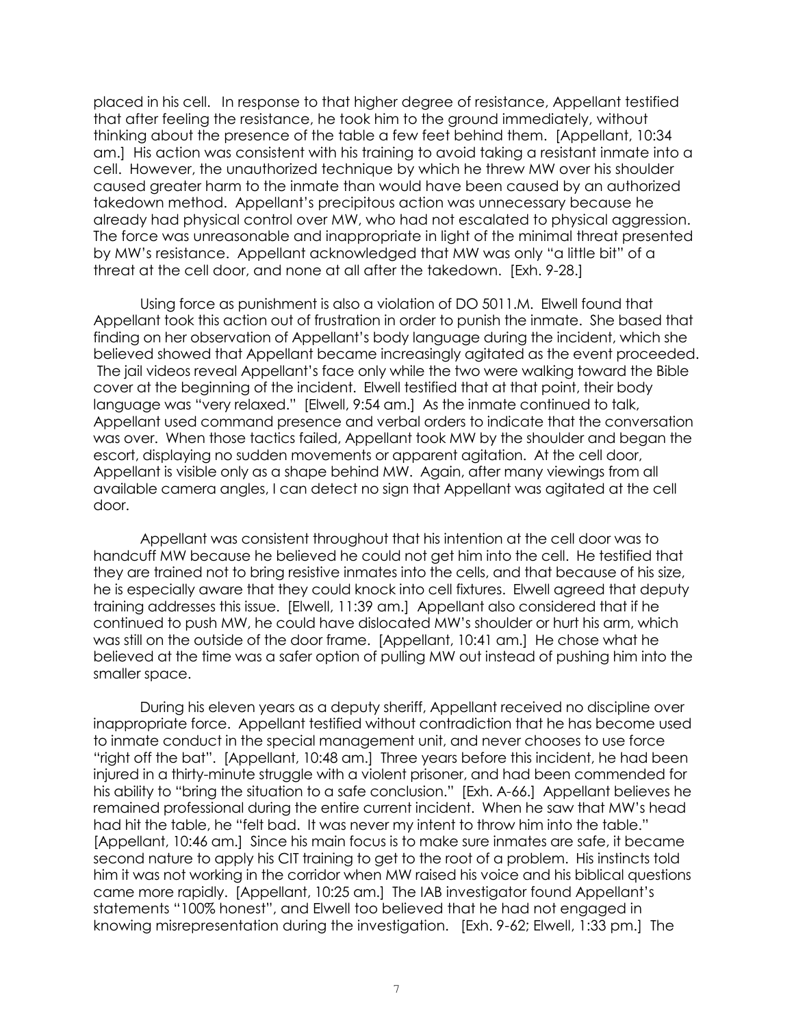placed in his cell. In response to that higher degree of resistance, Appellant testified that after feeling the resistance, he took him to the ground immediately, without thinking about the presence of the table a few feet behind them. [Appellant, 10:34 am.] His action was consistent with his training to avoid taking a resistant inmate into a cell. However, the unauthorized technique by which he threw MW over his shoulder caused greater harm to the inmate than would have been caused by an authorized takedown method. Appellant's precipitous action was unnecessary because he already had physical control over MW, who had not escalated to physical aggression. The force was unreasonable and inappropriate in light of the minimal threat presented by MW's resistance. Appellant acknowledged that MW was only "a little bit" of a threat at the cell door, and none at all after the takedown. [Exh. 9-28.]

Using force as punishment is also a violation of DO 5011.M. Elwell found that Appellant took this action out of frustration in order to punish the inmate. She based that finding on her observation of Appellant's body language during the incident, which she believed showed that Appellant became increasingly agitated as the event proceeded. The jail videos reveal Appellant's face only while the two were walking toward the Bible cover at the beginning of the incident. Elwell testified that at that point, their body language was "very relaxed." [Elwell, 9:54 am.] As the inmate continued to talk, Appellant used command presence and verbal orders to indicate that the conversation was over. When those tactics failed, Appellant took MW by the shoulder and began the escort, displaying no sudden movements or apparent agitation. At the cell door, Appellant is visible only as a shape behind MW. Again, after many viewings from all available camera angles, I can detect no sign that Appellant was agitated at the cell door.

Appellant was consistent throughout that his intention at the cell door was to handcuff MW because he believed he could not get him into the cell. He testified that they are trained not to bring resistive inmates into the cells, and that because of his size, he is especially aware that they could knock into cell fixtures. Elwell agreed that deputy training addresses this issue. [Elwell, 11:39 am.] Appellant also considered that if he continued to push MW, he could have dislocated MW's shoulder or hurt his arm, which was still on the outside of the door frame. [Appellant, 10:41 am.] He chose what he believed at the time was a safer option of pulling MW out instead of pushing him into the smaller space.

During his eleven years as a deputy sheriff, Appellant received no discipline over inappropriate force. Appellant testified without contradiction that he has become used to inmate conduct in the special management unit, and never chooses to use force "right off the bat". [Appellant, 10:48 am.] Three years before this incident, he had been injured in a thirty-minute struggle with a violent prisoner, and had been commended for his ability to "bring the situation to a safe conclusion." [Exh. A-66.] Appellant believes he remained professional during the entire current incident. When he saw that MW's head had hit the table, he "felt bad. It was never my intent to throw him into the table." [Appellant, 10:46 am.] Since his main focus is to make sure inmates are safe, it became second nature to apply his CIT training to get to the root of a problem. His instincts told him it was not working in the corridor when MW raised his voice and his biblical questions came more rapidly. [Appellant, 10:25 am.] The IAB investigator found Appellant's statements "100% honest", and Elwell too believed that he had not engaged in knowing misrepresentation during the investigation. [Exh. 9-62; Elwell, 1:33 pm.] The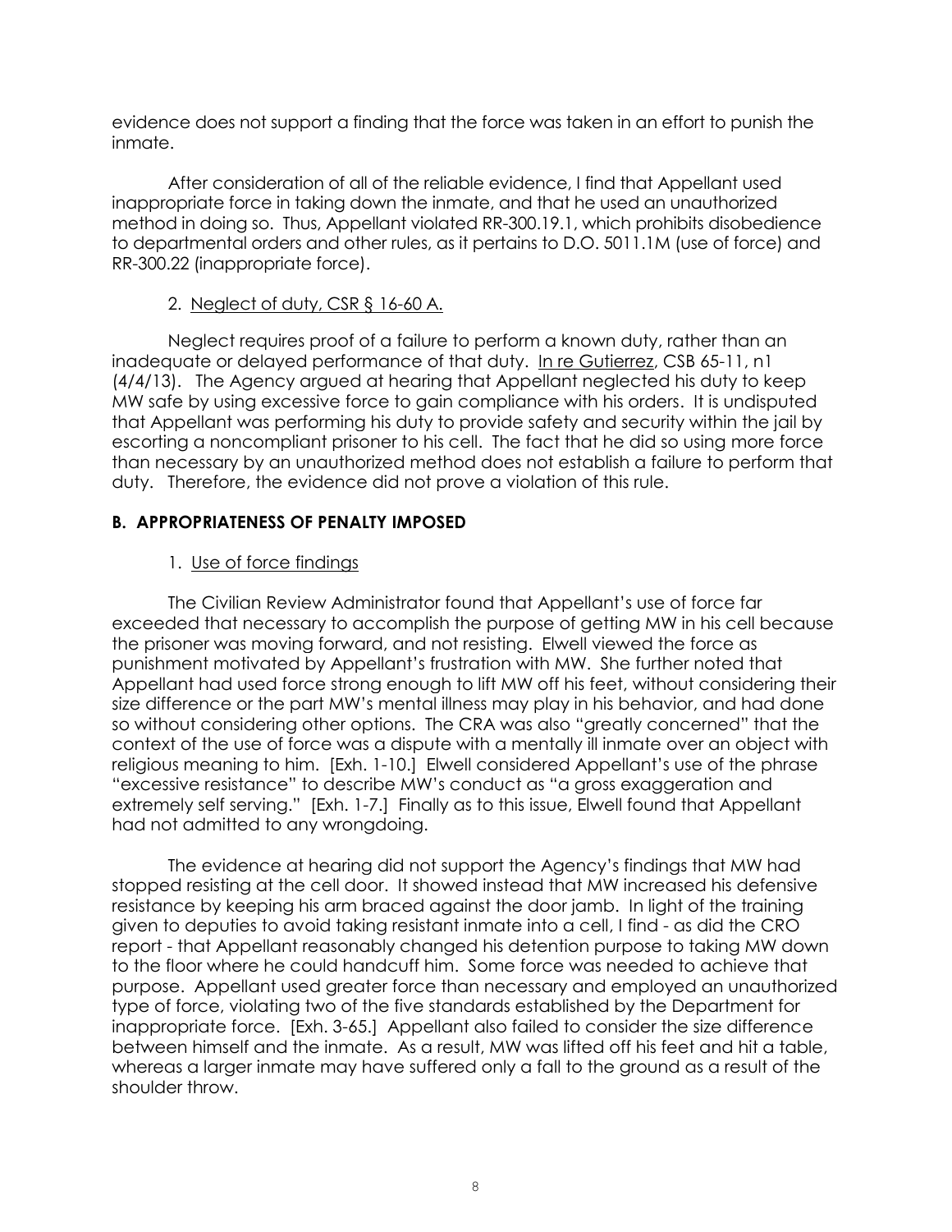evidence does not support a finding that the force was taken in an effort to punish the inmate.

After consideration of all of the reliable evidence, I find that Appellant used inappropriate force in taking down the inmate, and that he used an unauthorized method in doing so. Thus, Appellant violated RR-300.19.1, which prohibits disobedience to departmental orders and other rules, as it pertains to D.O. 5011.1M (use of force) and RR-300.22 (inappropriate force).

2. Neglect of duty, CSR § 16-60 A.

Neglect requires proof of a failure to perform a known duty, rather than an inadequate or delayed performance of that duty. In re Gutierrez, CSB 65-11, n1 (4/4/13). The Agency argued at hearing that Appellant neglected his duty to keep MW safe by using excessive force to gain compliance with his orders. It is undisputed that Appellant was performing his duty to provide safety and security within the jail by escorting a noncompliant prisoner to his cell. The fact that he did so using more force than necessary by an unauthorized method does not establish a failure to perform that duty. Therefore, the evidence did not prove a violation of this rule.

### B. APPROPRIATENESS OF PENALTY IMPOSED

1. Use of force findings

The Civilian Review Administrator found that Appellant's use of force far exceeded that necessary to accomplish the purpose of getting MW in his cell because the prisoner was moving forward, and not resisting. Elwell viewed the force as punishment motivated by Appellant's frustration with MW. She further noted that Appellant had used force strong enough to lift MW off his feet, without considering their size difference or the part MW's mental illness may play in his behavior, and had done so without considering other options. The CRA was also "greatly concerned" that the context of the use of force was a dispute with a mentally ill inmate over an object with religious meaning to him. [Exh. 1-10.] Elwell considered Appellant's use of the phrase "excessive resistance" to describe MW's conduct as "a gross exaggeration and extremely self serving." [Exh. 1-7.] Finally as to this issue, Elwell found that Appellant had not admitted to any wrongdoing.

The evidence at hearing did not support the Agency's findings that MW had stopped resisting at the cell door. It showed instead that MW increased his defensive resistance by keeping his arm braced against the door jamb. In light of the training given to deputies to avoid taking resistant inmate into a cell, I find - as did the CRO report - that Appellant reasonably changed his detention purpose to taking MW down to the floor where he could handcuff him. Some force was needed to achieve that purpose. Appellant used greater force than necessary and employed an unauthorized type of force, violating two of the five standards established by the Department for inappropriate force. [Exh. 3-65.] Appellant also failed to consider the size difference between himself and the inmate. As a result, MW was lifted off his feet and hit a table, whereas a larger inmate may have suffered only a fall to the ground as a result of the shoulder throw.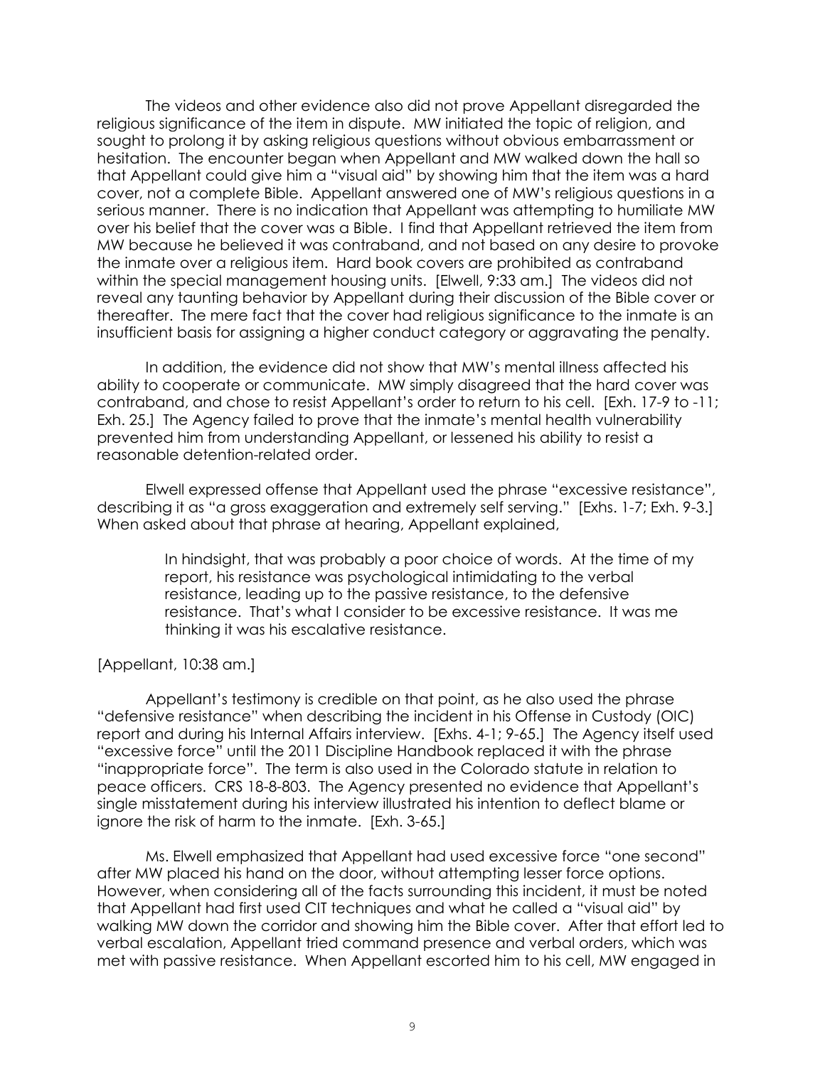The videos and other evidence also did not prove Appellant disregarded the religious significance of the item in dispute. MW initiated the topic of religion, and sought to prolong it by asking religious questions without obvious embarrassment or hesitation. The encounter began when Appellant and MW walked down the hall so that Appellant could give him a "visual aid" by showing him that the item was a hard cover, not a complete Bible. Appellant answered one of MW's religious questions in a serious manner. There is no indication that Appellant was attempting to humiliate MW over his belief that the cover was a Bible. I find that Appellant retrieved the item from MW because he believed it was contraband, and not based on any desire to provoke the inmate over a religious item. Hard book covers are prohibited as contraband within the special management housing units. [Elwell, 9:33 am.] The videos did not reveal any taunting behavior by Appellant during their discussion of the Bible cover or thereafter. The mere fact that the cover had religious significance to the inmate is an insufficient basis for assigning a higher conduct category or aggravating the penalty.

In addition, the evidence did not show that MW's mental illness affected his ability to cooperate or communicate. MW simply disagreed that the hard cover was contraband, and chose to resist Appellant's order to return to his cell. [Exh. 17-9 to -11; Exh. 25.] The Agency failed to prove that the inmate's mental health vulnerability prevented him from understanding Appellant, or lessened his ability to resist a reasonable detention-related order.

Elwell expressed offense that Appellant used the phrase "excessive resistance", describing it as "a gross exaggeration and extremely self serving." [Exhs. 1-7; Exh. 9-3.] When asked about that phrase at hearing, Appellant explained,

> In hindsight, that was probably a poor choice of words. At the time of my report, his resistance was psychological intimidating to the verbal resistance, leading up to the passive resistance, to the defensive resistance. That's what I consider to be excessive resistance. It was me thinking it was his escalative resistance.

[Appellant, 10:38 am.]

Appellant's testimony is credible on that point, as he also used the phrase "defensive resistance" when describing the incident in his Offense in Custody (OIC) report and during his Internal Affairs interview. [Exhs. 4-1; 9-65.] The Agency itself used "excessive force" until the 2011 Discipline Handbook replaced it with the phrase "inappropriate force". The term is also used in the Colorado statute in relation to peace officers. CRS 18-8-803. The Agency presented no evidence that Appellant's single misstatement during his interview illustrated his intention to deflect blame or ignore the risk of harm to the inmate. [Exh. 3-65.]

Ms. Elwell emphasized that Appellant had used excessive force "one second" after MW placed his hand on the door, without attempting lesser force options. However, when considering all of the facts surrounding this incident, it must be noted that Appellant had first used CIT techniques and what he called a "visual aid" by walking MW down the corridor and showing him the Bible cover. After that effort led to verbal escalation, Appellant tried command presence and verbal orders, which was met with passive resistance. When Appellant escorted him to his cell, MW engaged in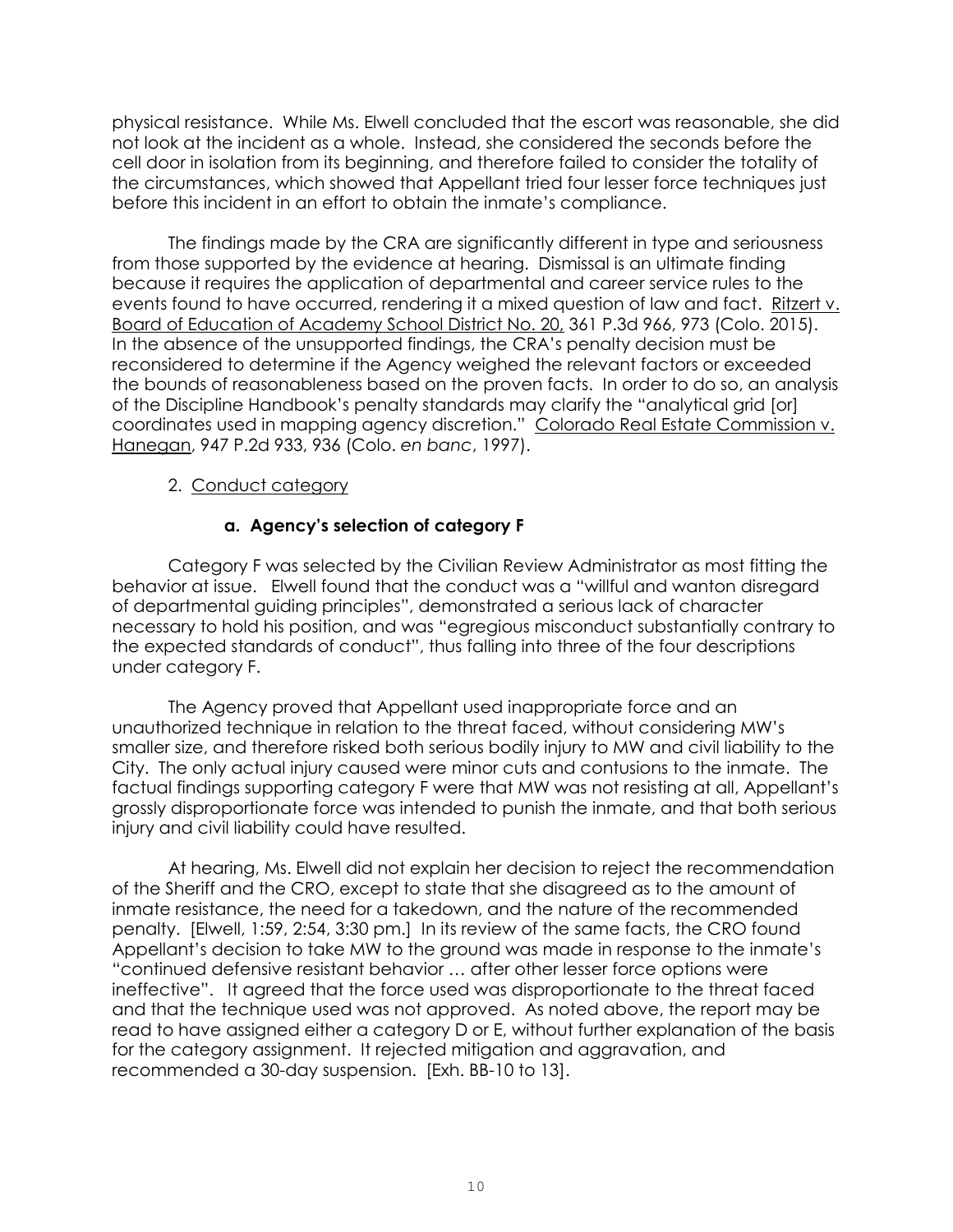physical resistance. While Ms. Elwell concluded that the escort was reasonable, she did not look at the incident as a whole. Instead, she considered the seconds before the cell door in isolation from its beginning, and therefore failed to consider the totality of the circumstances, which showed that Appellant tried four lesser force techniques just before this incident in an effort to obtain the inmate's compliance.

The findings made by the CRA are significantly different in type and seriousness from those supported by the evidence at hearing. Dismissal is an ultimate finding because it requires the application of departmental and career service rules to the events found to have occurred, rendering it a mixed question of law and fact. Ritzert v. Board of Education of Academy School District No. 20, 361 P.3d 966, 973 (Colo. 2015). In the absence of the unsupported findings, the CRA's penalty decision must be reconsidered to determine if the Agency weighed the relevant factors or exceeded the bounds of reasonableness based on the proven facts. In order to do so, an analysis of the Discipline Handbook's penalty standards may clarify the "analytical grid [or] coordinates used in mapping agency discretion." Colorado Real Estate Commission v. Hanegan, 947 P.2d 933, 936 (Colo. *en banc*, 1997).

2. Conduct category

**a. Agency's selection of category F**

Category F was selected by the Civilian Review Administrator as most fitting the behavior at issue. Elwell found that the conduct was a "willful and wanton disregard of departmental guiding principles", demonstrated a serious lack of character necessary to hold his position, and was "egregious misconduct substantially contrary to the expected standards of conduct", thus falling into three of the four descriptions under category F.

The Agency proved that Appellant used inappropriate force and an unauthorized technique in relation to the threat faced, without considering MW's smaller size, and therefore risked both serious bodily injury to MW and civil liability to the City. The only actual injury caused were minor cuts and contusions to the inmate. The factual findings supporting category F were that MW was not resisting at all, Appellant's grossly disproportionate force was intended to punish the inmate, and that both serious injury and civil liability could have resulted.

At hearing, Ms. Elwell did not explain her decision to reject the recommendation of the Sheriff and the CRO, except to state that she disagreed as to the amount of inmate resistance, the need for a takedown, and the nature of the recommended penalty. [Elwell, 1:59, 2:54, 3:30 pm.] In its review of the same facts, the CRO found Appellant's decision to take MW to the ground was made in response to the inmate's "continued defensive resistant behavior … after other lesser force options were ineffective". It agreed that the force used was disproportionate to the threat faced and that the technique used was not approved. As noted above, the report may be read to have assigned either a category D or E, without further explanation of the basis for the category assignment. It rejected mitigation and aggravation, and recommended a 30-day suspension. [Exh. BB-10 to 13].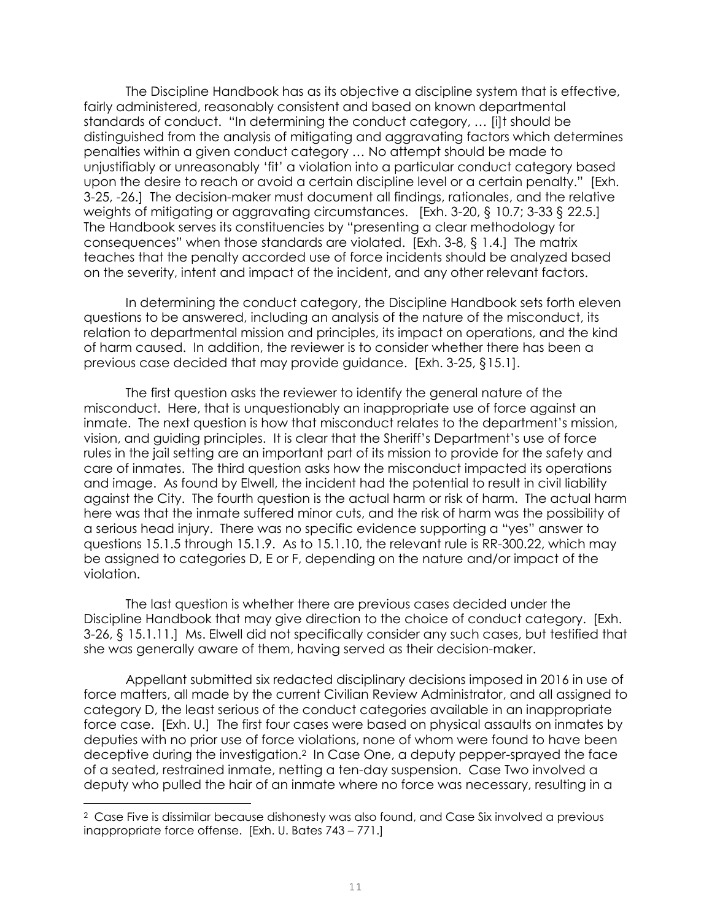The Discipline Handbook has as its objective a discipline system that is effective, fairly administered, reasonably consistent and based on known departmental standards of conduct. "In determining the conduct category, … [i]t should be distinguished from the analysis of mitigating and aggravating factors which determines penalties within a given conduct category … No attempt should be made to unjustifiably or unreasonably 'fit' a violation into a particular conduct category based upon the desire to reach or avoid a certain discipline level or a certain penalty." [Exh. 3-25, -26.] The decision-maker must document all findings, rationales, and the relative weights of mitigating or aggravating circumstances. [Exh. 3-20, § 10.7; 3-33 § 22.5.] The Handbook serves its constituencies by "presenting a clear methodology for consequences" when those standards are violated. [Exh. 3-8, § 1.4.] The matrix teaches that the penalty accorded use of force incidents should be analyzed based on the severity, intent and impact of the incident, and any other relevant factors.

In determining the conduct category, the Discipline Handbook sets forth eleven questions to be answered, including an analysis of the nature of the misconduct, its relation to departmental mission and principles, its impact on operations, and the kind of harm caused. In addition, the reviewer is to consider whether there has been a previous case decided that may provide guidance. [Exh. 3-25, §15.1].

The first question asks the reviewer to identify the general nature of the misconduct. Here, that is unquestionably an inappropriate use of force against an inmate. The next question is how that misconduct relates to the department's mission, vision, and guiding principles. It is clear that the Sheriff's Department's use of force rules in the jail setting are an important part of its mission to provide for the safety and care of inmates. The third question asks how the misconduct impacted its operations and image. As found by Elwell, the incident had the potential to result in civil liability against the City. The fourth question is the actual harm or risk of harm. The actual harm here was that the inmate suffered minor cuts, and the risk of harm was the possibility of a serious head injury. There was no specific evidence supporting a "yes" answer to questions 15.1.5 through 15.1.9. As to 15.1.10, the relevant rule is RR-300.22, which may be assigned to categories D, E or F, depending on the nature and/or impact of the violation.

The last question is whether there are previous cases decided under the Discipline Handbook that may give direction to the choice of conduct category. [Exh. 3-26, § 15.1.11.] Ms. Elwell did not specifically consider any such cases, but testified that she was generally aware of them, having served as their decision-maker.

Appellant submitted six redacted disciplinary decisions imposed in 2016 in use of force matters, all made by the current Civilian Review Administrator, and all assigned to category D, the least serious of the conduct categories available in an inappropriate force case. [Exh. U.] The first four cases were based on physical assaults on inmates by deputies with no prior use of force violations, none of whom were found to have been deceptive during the investigation.[2] In Case One, a deputy pepper-sprayed the face of a seated, restrained inmate, netting a ten-day suspension. Case Two involved a deputy who pulled the hair of an inmate where no force was necessary, resulting in a

---

[2] Case Five is dissimilar because dishonesty was also found, and Case Six involved a previous inappropriate force offense. [Exh. U. Bates 743 – 771.]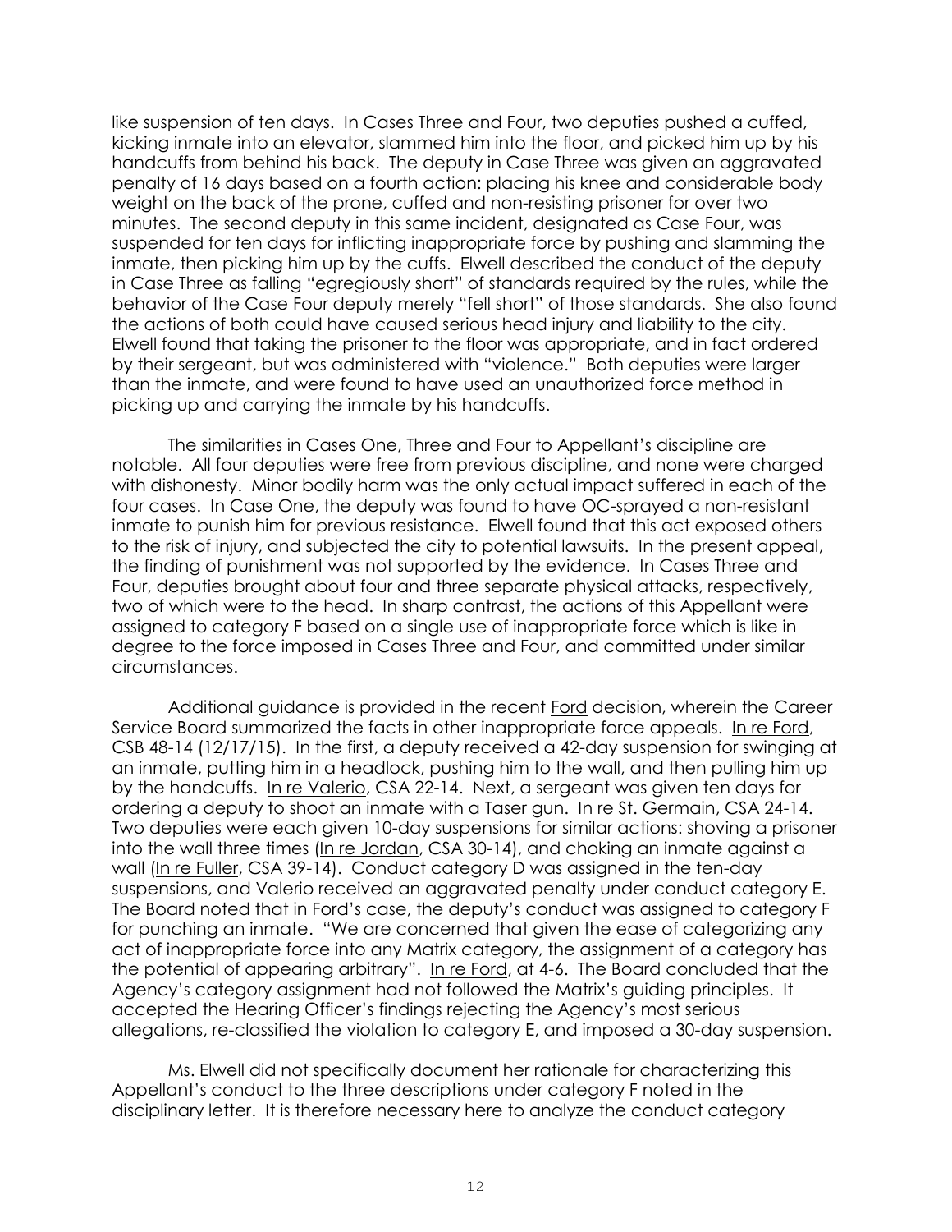like suspension of ten days. In Cases Three and Four, two deputies pushed a cuffed, kicking inmate into an elevator, slammed him into the floor, and picked him up by his handcuffs from behind his back. The deputy in Case Three was given an aggravated penalty of 16 days based on a fourth action: placing his knee and considerable body weight on the back of the prone, cuffed and non-resisting prisoner for over two minutes. The second deputy in this same incident, designated as Case Four, was suspended for ten days for inflicting inappropriate force by pushing and slamming the inmate, then picking him up by the cuffs. Elwell described the conduct of the deputy in Case Three as falling "egregiously short" of standards required by the rules, while the behavior of the Case Four deputy merely "fell short" of those standards. She also found the actions of both could have caused serious head injury and liability to the city. Elwell found that taking the prisoner to the floor was appropriate, and in fact ordered by their sergeant, but was administered with "violence." Both deputies were larger than the inmate, and were found to have used an unauthorized force method in picking up and carrying the inmate by his handcuffs.

The similarities in Cases One, Three and Four to Appellant's discipline are notable. All four deputies were free from previous discipline, and none were charged with dishonesty. Minor bodily harm was the only actual impact suffered in each of the four cases. In Case One, the deputy was found to have OC-sprayed a non-resistant inmate to punish him for previous resistance. Elwell found that this act exposed others to the risk of injury, and subjected the city to potential lawsuits. In the present appeal, the finding of punishment was not supported by the evidence. In Cases Three and Four, deputies brought about four and three separate physical attacks, respectively, two of which were to the head. In sharp contrast, the actions of this Appellant were assigned to category F based on a single use of inappropriate force which is like in degree to the force imposed in Cases Three and Four, and committed under similar circumstances.

Additional guidance is provided in the recent Ford decision, wherein the Career Service Board summarized the facts in other inappropriate force appeals. In re Ford, CSB 48-14 (12/17/15). In the first, a deputy received a 42-day suspension for swinging at an inmate, putting him in a headlock, pushing him to the wall, and then pulling him up by the handcuffs. In re Valerio, CSA 22-14. Next, a sergeant was given ten days for ordering a deputy to shoot an inmate with a Taser gun. In re St. Germain, CSA 24-14. Two deputies were each given 10-day suspensions for similar actions: shoving a prisoner into the wall three times (In re Jordan, CSA 30-14), and choking an inmate against a wall (In re Fuller, CSA 39-14). Conduct category D was assigned in the ten-day suspensions, and Valerio received an aggravated penalty under conduct category E. The Board noted that in Ford's case, the deputy's conduct was assigned to category F for punching an inmate. "We are concerned that given the ease of categorizing any act of inappropriate force into any Matrix category, the assignment of a category has the potential of appearing arbitrary". In re Ford, at 4-6. The Board concluded that the Agency's category assignment had not followed the Matrix's guiding principles. It accepted the Hearing Officer's findings rejecting the Agency's most serious allegations, re-classified the violation to category E, and imposed a 30-day suspension.

Ms. Elwell did not specifically document her rationale for characterizing this Appellant's conduct to the three descriptions under category F noted in the disciplinary letter. It is therefore necessary here to analyze the conduct category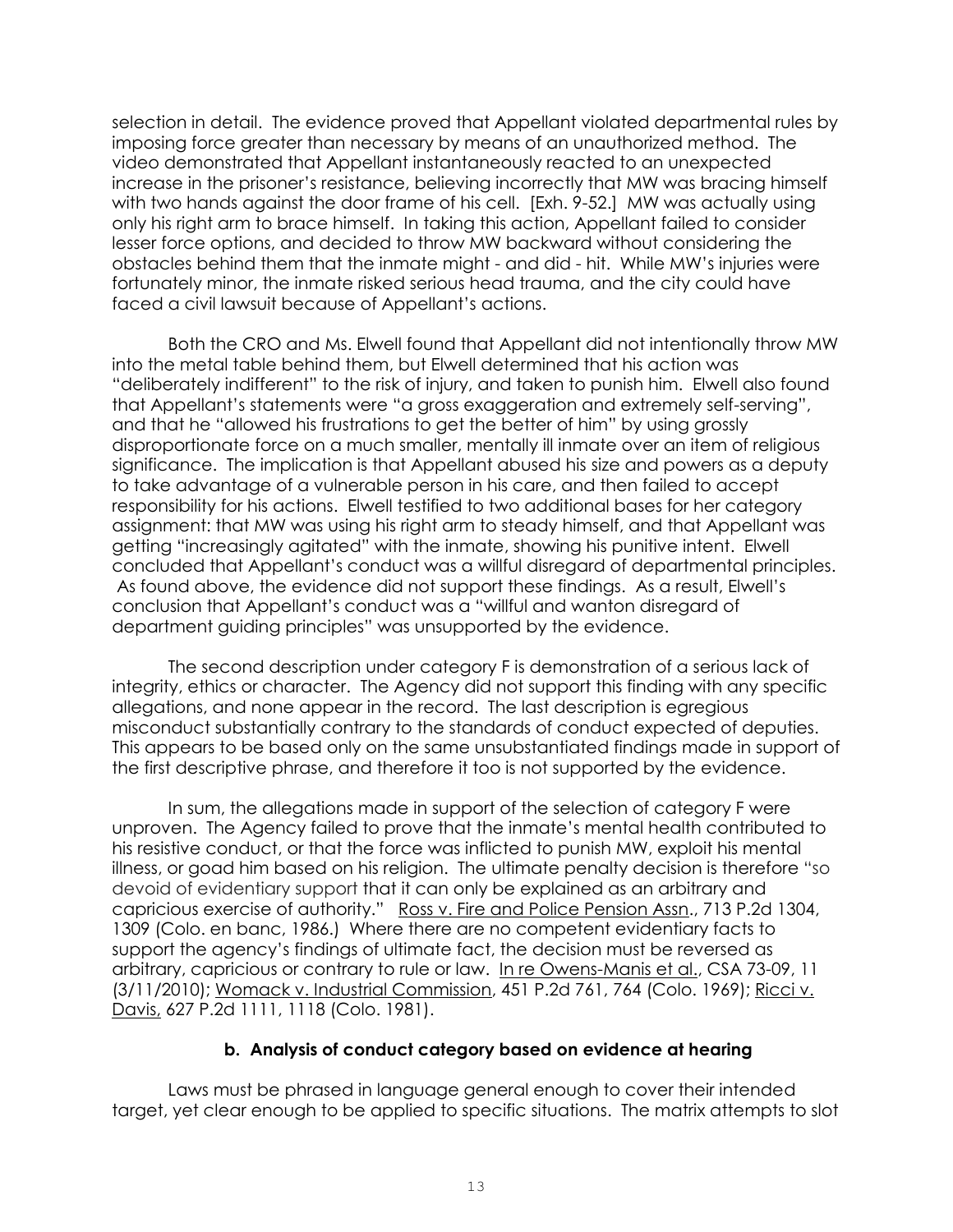selection in detail. The evidence proved that Appellant violated departmental rules by imposing force greater than necessary by means of an unauthorized method. The video demonstrated that Appellant instantaneously reacted to an unexpected increase in the prisoner's resistance, believing incorrectly that MW was bracing himself with two hands against the door frame of his cell. [Exh. 9-52.] MW was actually using only his right arm to brace himself. In taking this action, Appellant failed to consider lesser force options, and decided to throw MW backward without considering the obstacles behind them that the inmate might - and did - hit. While MW's injuries were fortunately minor, the inmate risked serious head trauma, and the city could have faced a civil lawsuit because of Appellant's actions.

Both the CRO and Ms. Elwell found that Appellant did not intentionally throw MW into the metal table behind them, but Elwell determined that his action was "deliberately indifferent" to the risk of injury, and taken to punish him. Elwell also found that Appellant's statements were "a gross exaggeration and extremely self-serving", and that he "allowed his frustrations to get the better of him" by using grossly disproportionate force on a much smaller, mentally ill inmate over an item of religious significance. The implication is that Appellant abused his size and powers as a deputy to take advantage of a vulnerable person in his care, and then failed to accept responsibility for his actions. Elwell testified to two additional bases for her category assignment: that MW was using his right arm to steady himself, and that Appellant was getting "increasingly agitated" with the inmate, showing his punitive intent. Elwell concluded that Appellant's conduct was a willful disregard of departmental principles. As found above, the evidence did not support these findings. As a result, Elwell's conclusion that Appellant's conduct was a "willful and wanton disregard of department guiding principles" was unsupported by the evidence.

The second description under category F is demonstration of a serious lack of integrity, ethics or character. The Agency did not support this finding with any specific allegations, and none appear in the record. The last description is egregious misconduct substantially contrary to the standards of conduct expected of deputies. This appears to be based only on the same unsubstantiated findings made in support of the first descriptive phrase, and therefore it too is not supported by the evidence.

In sum, the allegations made in support of the selection of category F were unproven. The Agency failed to prove that the inmate's mental health contributed to his resistive conduct, or that the force was inflicted to punish MW, exploit his mental illness, or goad him based on his religion. The ultimate penalty decision is therefore "so devoid of evidentiary support that it can only be explained as an arbitrary and capricious exercise of authority." Ross v. Fire and Police Pension Assn., 713 P.2d 1304, 1309 (Colo. en banc, 1986.) Where there are no competent evidentiary facts to support the agency's findings of ultimate fact, the decision must be reversed as arbitrary, capricious or contrary to rule or law. In re Owens-Manis et al., CSA 73-09, 11 (3/11/2010); Womack v. Industrial Commission, 451 P.2d 761, 764 (Colo. 1969); Ricci v. Davis, 627 P.2d 1111, 1118 (Colo. 1981).

**b. Analysis of conduct category based on evidence at hearing**

Laws must be phrased in language general enough to cover their intended target, yet clear enough to be applied to specific situations. The matrix attempts to slot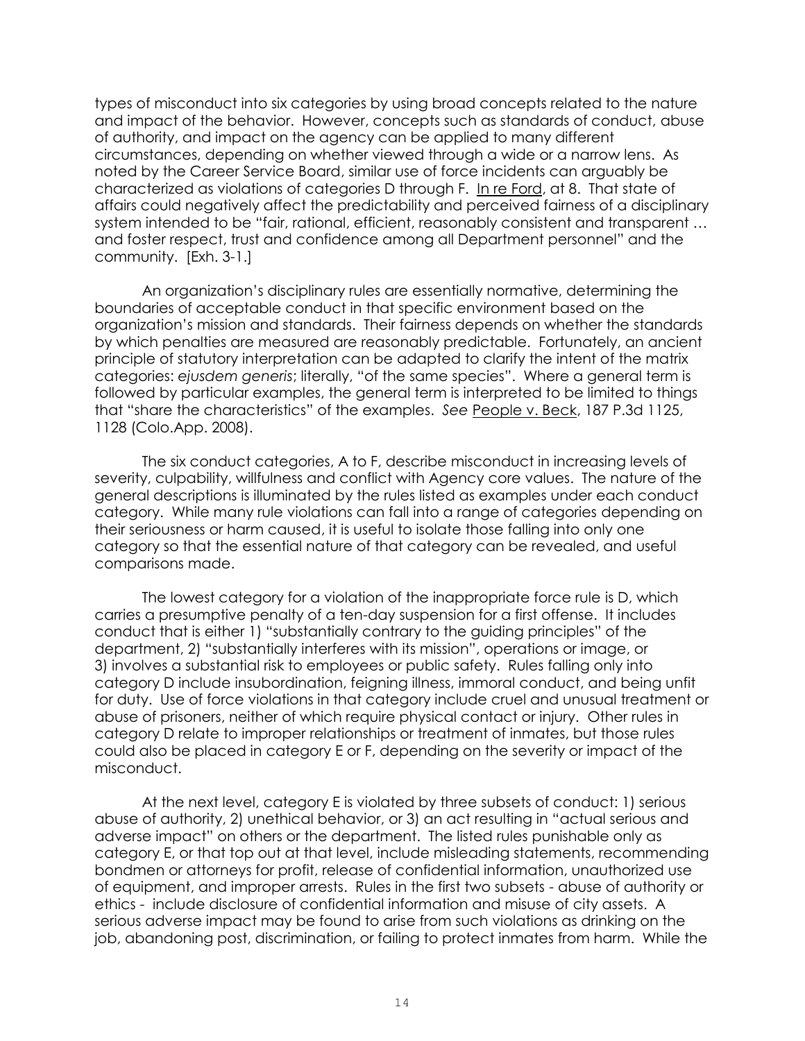types of misconduct into six categories by using broad concepts related to the nature and impact of the behavior. However, concepts such as standards of conduct, abuse of authority, and impact on the agency can be applied to many different circumstances, depending on whether viewed through a wide or a narrow lens. As noted by the Career Service Board, similar use of force incidents can arguably be characterized as violations of categories D through F. In re Ford, at 8. That state of affairs could negatively affect the predictability and perceived fairness of a disciplinary system intended to be "fair, rational, efficient, reasonably consistent and transparent … and foster respect, trust and confidence among all Department personnel" and the community. [Exh. 3-1.]

An organization's disciplinary rules are essentially normative, determining the boundaries of acceptable conduct in that specific environment based on the organization's mission and standards. Their fairness depends on whether the standards by which penalties are measured are reasonably predictable. Fortunately, an ancient principle of statutory interpretation can be adapted to clarify the intent of the matrix categories: *ejusdem generis*; literally, "of the same species". Where a general term is followed by particular examples, the general term is interpreted to be limited to things that "share the characteristics" of the examples. *See* People v. Beck, 187 P.3d 1125, 1128 (Colo.App. 2008).

The six conduct categories, A to F, describe misconduct in increasing levels of severity, culpability, willfulness and conflict with Agency core values. The nature of the general descriptions is illuminated by the rules listed as examples under each conduct category. While many rule violations can fall into a range of categories depending on their seriousness or harm caused, it is useful to isolate those falling into only one category so that the essential nature of that category can be revealed, and useful comparisons made.

The lowest category for a violation of the inappropriate force rule is D, which carries a presumptive penalty of a ten-day suspension for a first offense. It includes conduct that is either 1) "substantially contrary to the guiding principles" of the department, 2) "substantially interferes with its mission", operations or image, or 3) involves a substantial risk to employees or public safety. Rules falling only into category D include insubordination, feigning illness, immoral conduct, and being unfit for duty. Use of force violations in that category include cruel and unusual treatment or abuse of prisoners, neither of which require physical contact or injury. Other rules in category D relate to improper relationships or treatment of inmates, but those rules could also be placed in category E or F, depending on the severity or impact of the misconduct.

At the next level, category E is violated by three subsets of conduct: 1) serious abuse of authority, 2) unethical behavior, or 3) an act resulting in "actual serious and adverse impact" on others or the department. The listed rules punishable only as category E, or that top out at that level, include misleading statements, recommending bondmen or attorneys for profit, release of confidential information, unauthorized use of equipment, and improper arrests. Rules in the first two subsets - abuse of authority or ethics - include disclosure of confidential information and misuse of city assets. A serious adverse impact may be found to arise from such violations as drinking on the job, abandoning post, discrimination, or failing to protect inmates from harm. While the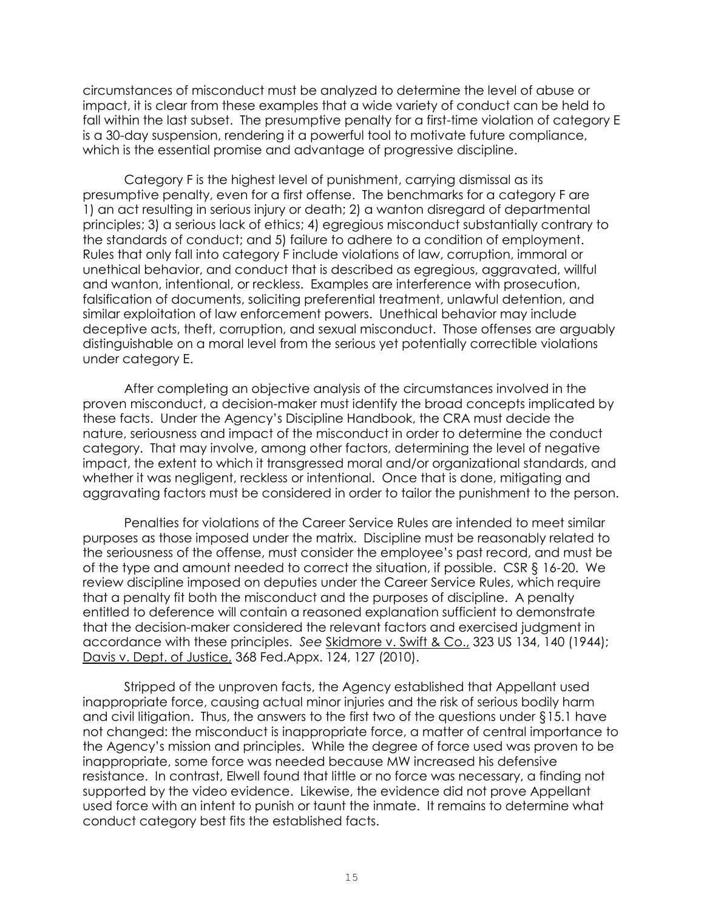circumstances of misconduct must be analyzed to determine the level of abuse or impact, it is clear from these examples that a wide variety of conduct can be held to fall within the last subset. The presumptive penalty for a first-time violation of category E is a 30-day suspension, rendering it a powerful tool to motivate future compliance, which is the essential promise and advantage of progressive discipline.

Category F is the highest level of punishment, carrying dismissal as its presumptive penalty, even for a first offense. The benchmarks for a category F are 1) an act resulting in serious injury or death; 2) a wanton disregard of departmental principles; 3) a serious lack of ethics; 4) egregious misconduct substantially contrary to the standards of conduct; and 5) failure to adhere to a condition of employment. Rules that only fall into category F include violations of law, corruption, immoral or unethical behavior, and conduct that is described as egregious, aggravated, willful and wanton, intentional, or reckless. Examples are interference with prosecution, falsification of documents, soliciting preferential treatment, unlawful detention, and similar exploitation of law enforcement powers. Unethical behavior may include deceptive acts, theft, corruption, and sexual misconduct. Those offenses are arguably distinguishable on a moral level from the serious yet potentially correctible violations under category E.

After completing an objective analysis of the circumstances involved in the proven misconduct, a decision-maker must identify the broad concepts implicated by these facts. Under the Agency's Discipline Handbook, the CRA must decide the nature, seriousness and impact of the misconduct in order to determine the conduct category. That may involve, among other factors, determining the level of negative impact, the extent to which it transgressed moral and/or organizational standards, and whether it was negligent, reckless or intentional. Once that is done, mitigating and aggravating factors must be considered in order to tailor the punishment to the person.

Penalties for violations of the Career Service Rules are intended to meet similar purposes as those imposed under the matrix. Discipline must be reasonably related to the seriousness of the offense, must consider the employee's past record, and must be of the type and amount needed to correct the situation, if possible. CSR § 16-20. We review discipline imposed on deputies under the Career Service Rules, which require that a penalty fit both the misconduct and the purposes of discipline. A penalty entitled to deference will contain a reasoned explanation sufficient to demonstrate that the decision-maker considered the relevant factors and exercised judgment in accordance with these principles. *See* Skidmore v. Swift & Co., 323 US 134, 140 (1944); Davis v. Dept. of Justice, 368 Fed.Appx. 124, 127 (2010).

Stripped of the unproven facts, the Agency established that Appellant used inappropriate force, causing actual minor injuries and the risk of serious bodily harm and civil litigation. Thus, the answers to the first two of the questions under §15.1 have not changed: the misconduct is inappropriate force, a matter of central importance to the Agency's mission and principles. While the degree of force used was proven to be inappropriate, some force was needed because MW increased his defensive resistance. In contrast, Elwell found that little or no force was necessary, a finding not supported by the video evidence. Likewise, the evidence did not prove Appellant used force with an intent to punish or taunt the inmate. It remains to determine what conduct category best fits the established facts.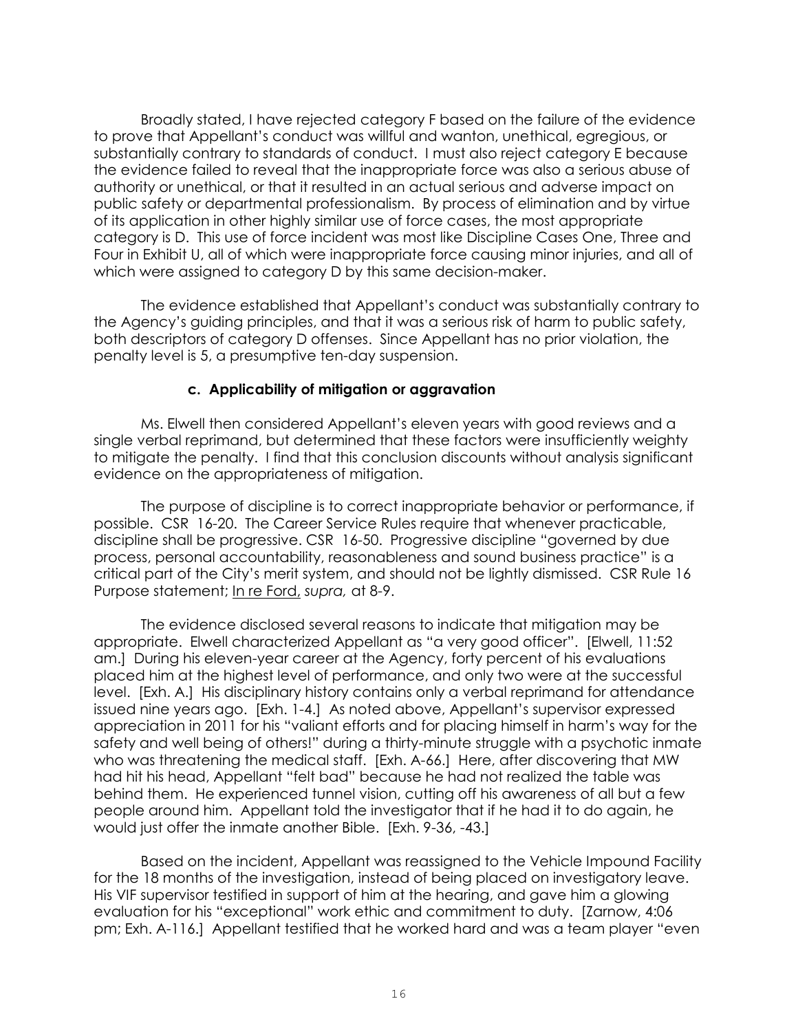Broadly stated, I have rejected category F based on the failure of the evidence to prove that Appellant's conduct was willful and wanton, unethical, egregious, or substantially contrary to standards of conduct. I must also reject category E because the evidence failed to reveal that the inappropriate force was also a serious abuse of authority or unethical, or that it resulted in an actual serious and adverse impact on public safety or departmental professionalism. By process of elimination and by virtue of its application in other highly similar use of force cases, the most appropriate category is D. This use of force incident was most like Discipline Cases One, Three and Four in Exhibit U, all of which were inappropriate force causing minor injuries, and all of which were assigned to category D by this same decision-maker.

The evidence established that Appellant's conduct was substantially contrary to the Agency's guiding principles, and that it was a serious risk of harm to public safety, both descriptors of category D offenses. Since Appellant has no prior violation, the penalty level is 5, a presumptive ten-day suspension.

### c. Applicability of mitigation or aggravation

Ms. Elwell then considered Appellant's eleven years with good reviews and a single verbal reprimand, but determined that these factors were insufficiently weighty to mitigate the penalty. I find that this conclusion discounts without analysis significant evidence on the appropriateness of mitigation.

The purpose of discipline is to correct inappropriate behavior or performance, if possible. CSR 16-20. The Career Service Rules require that whenever practicable, discipline shall be progressive. CSR 16-50. Progressive discipline "governed by due process, personal accountability, reasonableness and sound business practice" is a critical part of the City's merit system, and should not be lightly dismissed. CSR Rule 16 Purpose statement; In re Ford, *supra,* at 8-9.

The evidence disclosed several reasons to indicate that mitigation may be appropriate. Elwell characterized Appellant as "a very good officer". [Elwell, 11:52 am.] During his eleven-year career at the Agency, forty percent of his evaluations placed him at the highest level of performance, and only two were at the successful level. [Exh. A.] His disciplinary history contains only a verbal reprimand for attendance issued nine years ago. [Exh. 1-4.] As noted above, Appellant's supervisor expressed appreciation in 2011 for his "valiant efforts and for placing himself in harm's way for the safety and well being of others!" during a thirty-minute struggle with a psychotic inmate who was threatening the medical staff. [Exh. A-66.] Here, after discovering that MW had hit his head, Appellant "felt bad" because he had not realized the table was behind them. He experienced tunnel vision, cutting off his awareness of all but a few people around him. Appellant told the investigator that if he had it to do again, he would just offer the inmate another Bible. [Exh. 9-36, -43.]

Based on the incident, Appellant was reassigned to the Vehicle Impound Facility for the 18 months of the investigation, instead of being placed on investigatory leave. His VIF supervisor testified in support of him at the hearing, and gave him a glowing evaluation for his "exceptional" work ethic and commitment to duty. [Zarnow, 4:06 pm; Exh. A-116.] Appellant testified that he worked hard and was a team player "even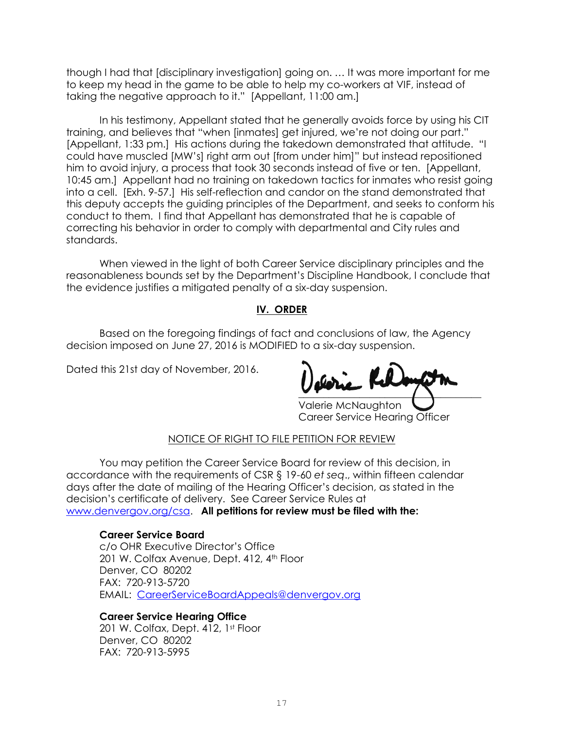though I had that [disciplinary investigation] going on. … It was more important for me to keep my head in the game to be able to help my co-workers at VIF, instead of taking the negative approach to it." [Appellant, 11:00 am.]

In his testimony, Appellant stated that he generally avoids force by using his CIT training, and believes that "when [inmates] get injured, we're not doing our part." [Appellant, 1:33 pm.] His actions during the takedown demonstrated that attitude. "I could have muscled [MW's] right arm out [from under him]" but instead repositioned him to avoid injury, a process that took 30 seconds instead of five or ten. [Appellant, 10:45 am.] Appellant had no training on takedown tactics for inmates who resist going into a cell. [Exh. 9-57.] His self-reflection and candor on the stand demonstrated that this deputy accepts the guiding principles of the Department, and seeks to conform his conduct to them. I find that Appellant has demonstrated that he is capable of correcting his behavior in order to comply with departmental and City rules and standards.

When viewed in the light of both Career Service disciplinary principles and the reasonableness bounds set by the Department's Discipline Handbook, I conclude that the evidence justifies a mitigated penalty of a six-day suspension.

## IV. ORDER

Based on the foregoing findings of fact and conclusions of law, the Agency decision imposed on June 27, 2016 is MODIFIED to a six-day suspension.

Dated this 21st day of November, 2016.

Valerie McNaughton
Career Service Hearing Officer

NOTICE OF RIGHT TO FILE PETITION FOR REVIEW

You may petition the Career Service Board for review of this decision, in accordance with the requirements of CSR § 19-60 *et seq*., within fifteen calendar days after the date of mailing of the Hearing Officer's decision, as stated in the decision's certificate of delivery. See Career Service Rules at www.denvergov.org/csa. **All petitions for review must be filed with the:**

**Career Service Board**
c/o OHR Executive Director's Office
201 W. Colfax Avenue, Dept. 412, 4th Floor
Denver, CO 80202
FAX: 720-913-5720
EMAIL: CareerServiceBoardAppeals@denvergov.org

**Career Service Hearing Office**
201 W. Colfax, Dept. 412, 1st Floor
Denver, CO 80202
FAX: 720-913-5995